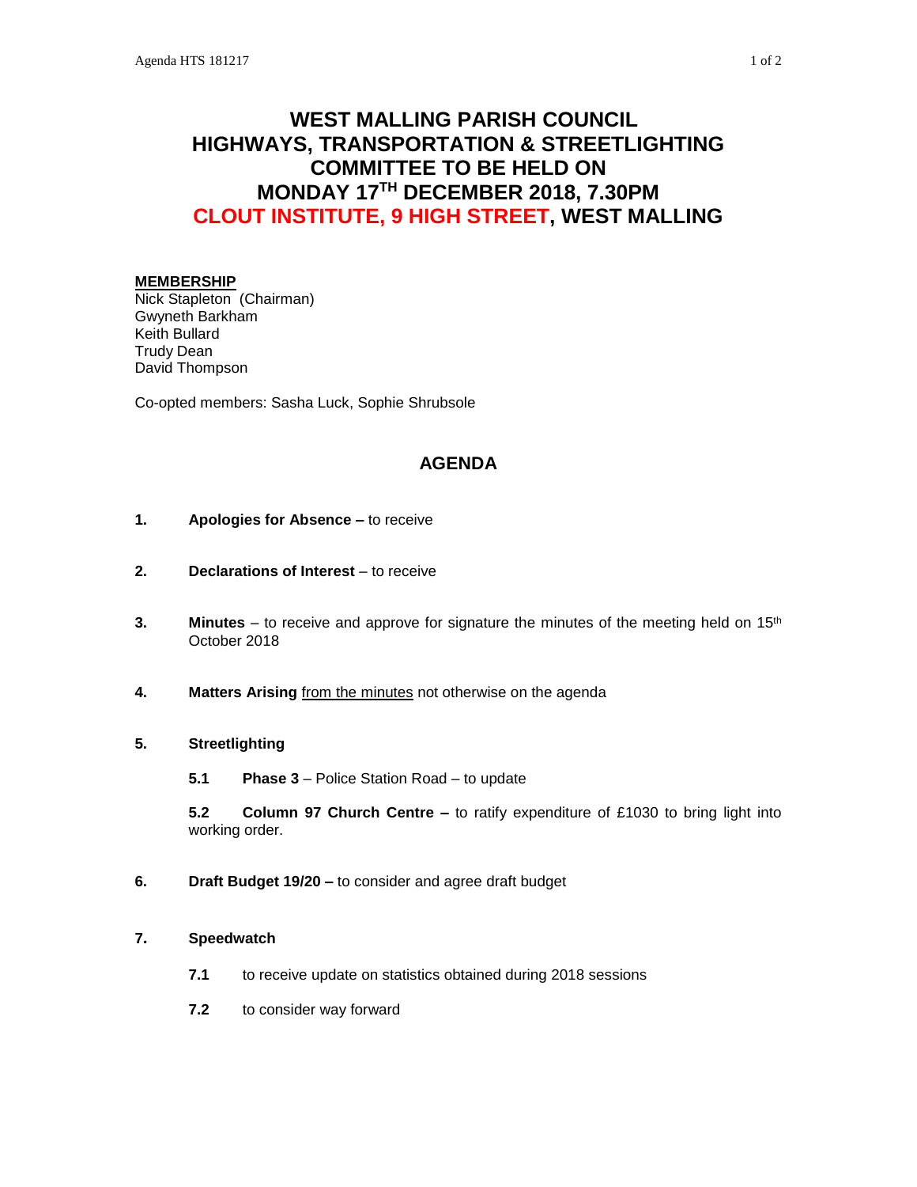# WEST MALLING PARISH COUNCIL
# HIGHWAYS, TRANSPORTATION & STREETLIGHTING COMMITTEE TO BE HELD ON MONDAY 17TH DECEMBER 2018, 7.30PM
# CLOUT INSTITUTE, 9 HIGH STREET, WEST MALLING

**MEMBERSHIP**
Nick Stapleton (Chairman)
Gwyneth Barkham
Keith Bullard
Trudy Dean
David Thompson

Co-opted members: Sasha Luck, Sophie Shrubsole

## AGENDA

1. **Apologies for Absence –** to receive

2. **Declarations of Interest** – to receive

3. **Minutes** – to receive and approve for signature the minutes of the meeting held on 15th October 2018

4. **Matters Arising** from the minutes not otherwise on the agenda

5. **Streetlighting**

   **5.1 Phase 3** – Police Station Road – to update

   **5.2 Column 97 Church Centre –** to ratify expenditure of £1030 to bring light into working order.

6. **Draft Budget 19/20 –** to consider and agree draft budget

7. **Speedwatch**

   **7.1** to receive update on statistics obtained during 2018 sessions

   **7.2** to consider way forward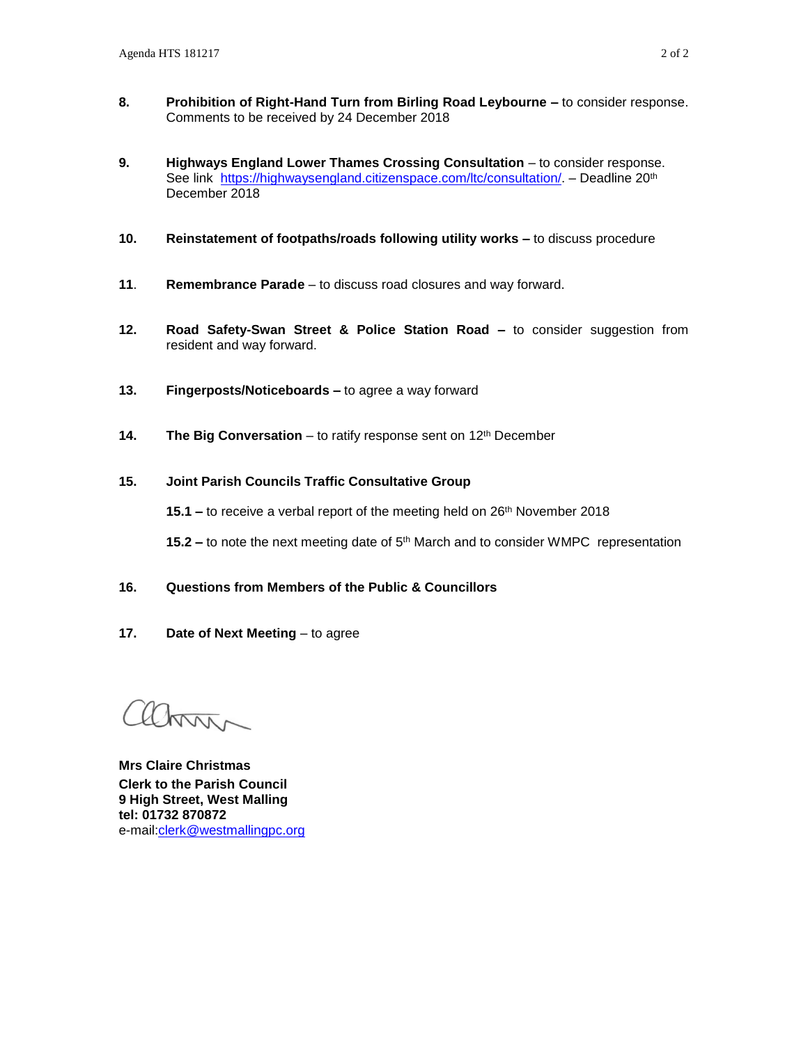8. **Prohibition of Right-Hand Turn from Birling Road Leybourne –** to consider response. Comments to be received by 24 December 2018

9. **Highways England Lower Thames Crossing Consultation** – to consider response. See link https://highwaysengland.citizenspace.com/ltc/consultation/. – Deadline 20th December 2018

10. **Reinstatement of footpaths/roads following utility works –** to discuss procedure

11. **Remembrance Parade** – to discuss road closures and way forward.

12. **Road Safety-Swan Street & Police Station Road –** to consider suggestion from resident and way forward.

13. **Fingerposts/Noticeboards –** to agree a way forward

14. **The Big Conversation** – to ratify response sent on 12th December

15. **Joint Parish Councils Traffic Consultative Group**

    **15.1 –** to receive a verbal report of the meeting held on 26th November 2018

    **15.2 –** to note the next meeting date of 5th March and to consider WMPC representation

16. **Questions from Members of the Public & Councillors**

17. **Date of Next Meeting** – to agree

**Mrs Claire Christmas**
**Clerk to the Parish Council**
**9 High Street, West Malling**
**tel: 01732 870872**
e-mail:clerk@westmallingpc.org